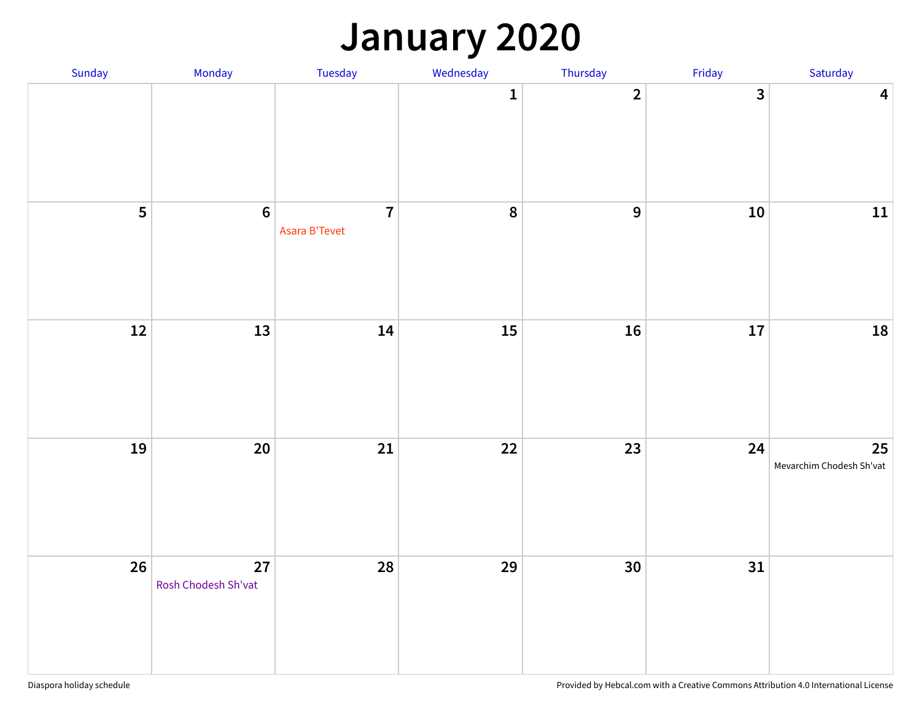# January 2020

| Sunday | Monday | Tuesday | Wednesday | Thursday | Friday | Saturday |
|---|---|---|---|---|---|---|
| | | | 1 | 2 | 3 | 4 |
| 5 | 6 | 7 Asara B'Tevet | 8 | 9 | 10 | 11 |
| 12 | 13 | 14 | 15 | 16 | 17 | 18 |
| 19 | 20 | 21 | 22 | 23 | 24 | 25 Mevarchim Chodesh Sh'vat |
| 26 | 27 Rosh Chodesh Sh'vat | 28 | 29 | 30 | 31 | |

Diaspora holiday schedule

Provided by Hebcal.com with a Creative Commons Attribution 4.0 International License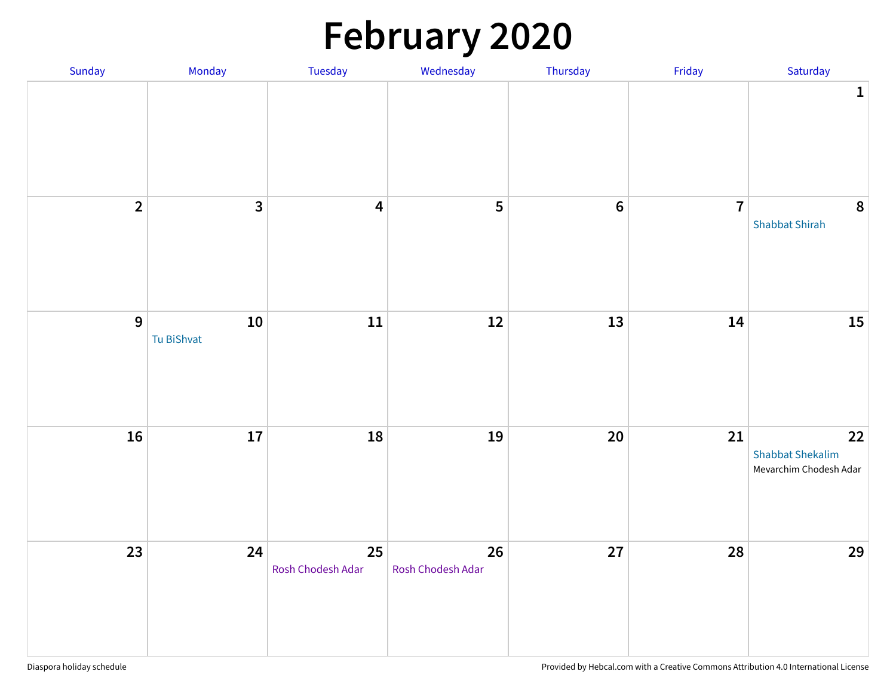# February 2020

| Sunday | Monday | Tuesday | Wednesday | Thursday | Friday | Saturday |
| --- | --- | --- | --- | --- | --- | --- |
| | | | | | | 1 |
| 2 | 3 | 4 | 5 | 6 | 7 | 8 Shabbat Shirah |
| 9 | 10 Tu BiShvat | 11 | 12 | 13 | 14 | 15 |
| 16 | 17 | 18 | 19 | 20 | 21 | 22 Shabbat Shekalim Mevarchim Chodesh Adar |
| 23 | 24 | 25 Rosh Chodesh Adar | 26 Rosh Chodesh Adar | 27 | 28 | 29 |

Diaspora holiday schedule

Provided by Hebcal.com with a Creative Commons Attribution 4.0 International License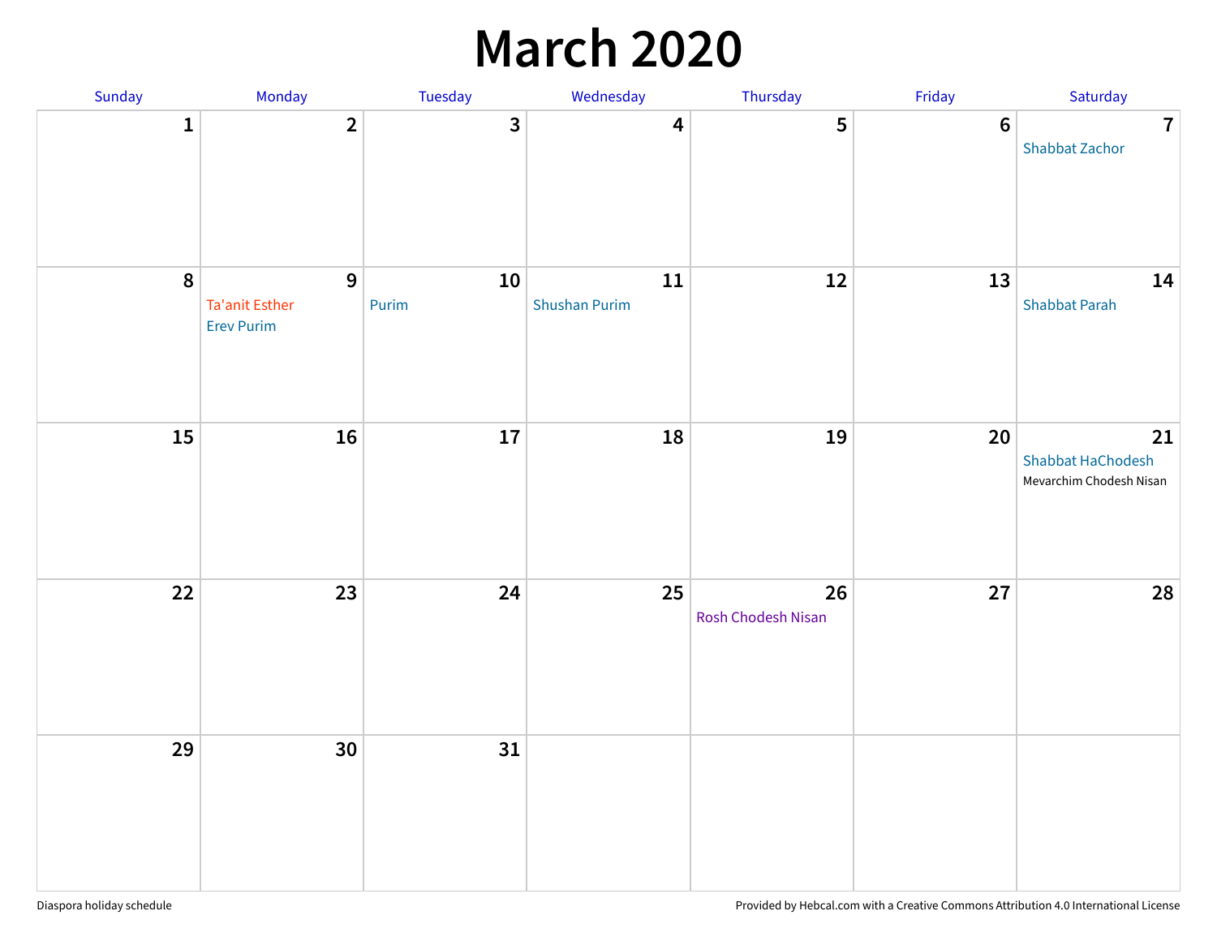# March 2020

| Sunday | Monday | Tuesday | Wednesday | Thursday | Friday | Saturday |
|---|---|---|---|---|---|---|
| 1 | 2 | 3 | 4 | 5 | 6 | 7 Shabbat Zachor |
| 8 | 9 Ta'anit Esther Erev Purim | 10 Purim | 11 Shushan Purim | 12 | 13 | 14 Shabbat Parah |
| 15 | 16 | 17 | 18 | 19 | 20 | 21 Shabbat HaChodesh Mevarchim Chodesh Nisan |
| 22 | 23 | 24 | 25 | 26 Rosh Chodesh Nisan | 27 | 28 |
| 29 | 30 | 31 | | | | |

Diaspora holiday schedule

Provided by Hebcal.com with a Creative Commons Attribution 4.0 International License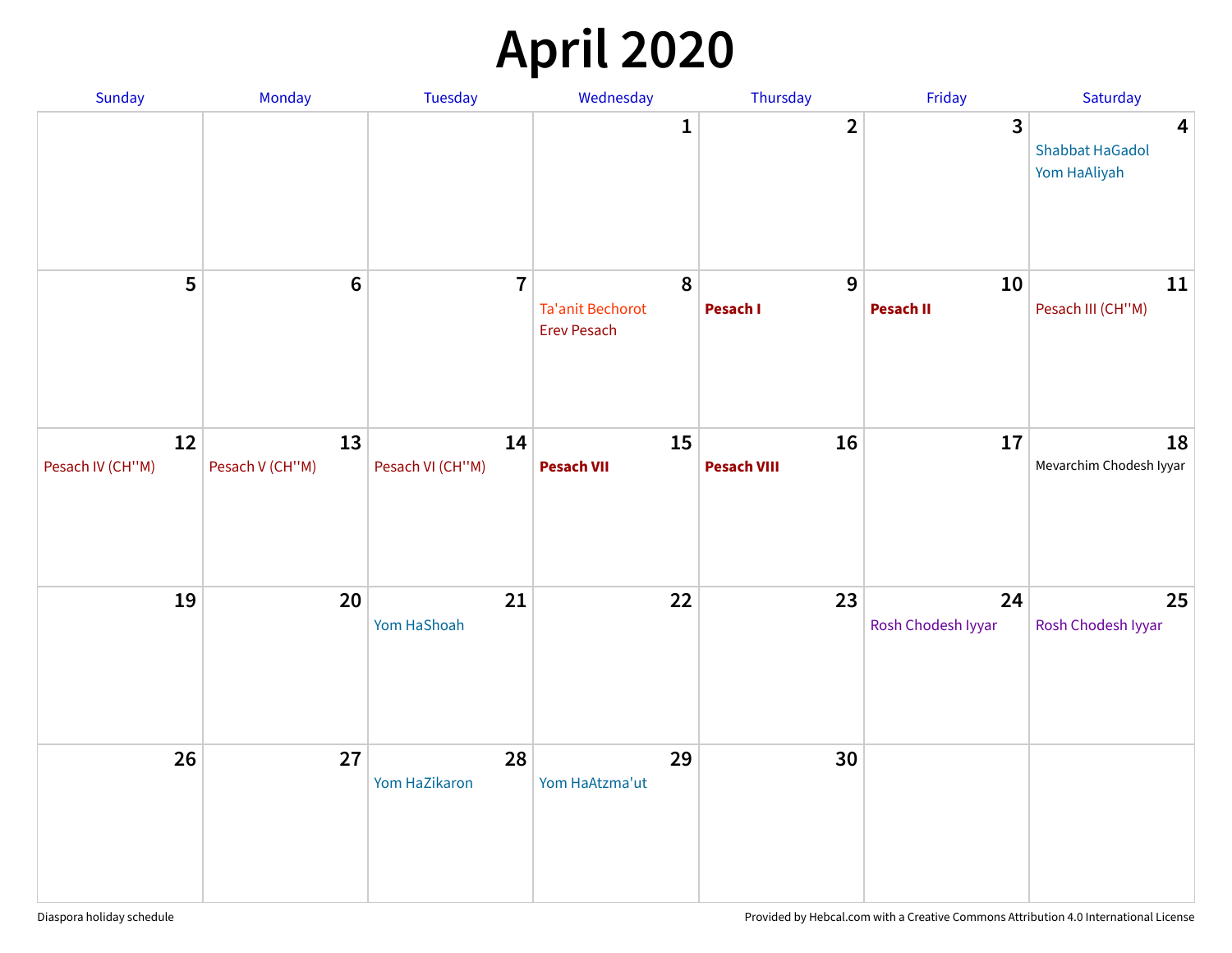# April 2020

| Sunday | Monday | Tuesday | Wednesday | Thursday | Friday | Saturday |
|---|---|---|---|---|---|---|
| | | | 1 | 2 | 3 | 4<br>Shabbat HaGadol<br>Yom HaAliyah |
| 5 | 6 | 7 | 8<br>Ta'anit Bechorot<br>Erev Pesach | 9<br>**Pesach I** | 10<br>**Pesach II** | 11<br>Pesach III (CH''M) |
| 12<br>Pesach IV (CH''M) | 13<br>Pesach V (CH''M) | 14<br>Pesach VI (CH''M) | 15<br>**Pesach VII** | 16<br>**Pesach VIII** | 17 | 18<br>Mevarchim Chodesh Iyyar |
| 19 | 20 | 21<br>Yom HaShoah | 22 | 23 | 24<br>Rosh Chodesh Iyyar | 25<br>Rosh Chodesh Iyyar |
| 26 | 27 | 28<br>Yom HaZikaron | 29<br>Yom HaAtzma'ut | 30 | | |

Diaspora holiday schedule

Provided by Hebcal.com with a Creative Commons Attribution 4.0 International License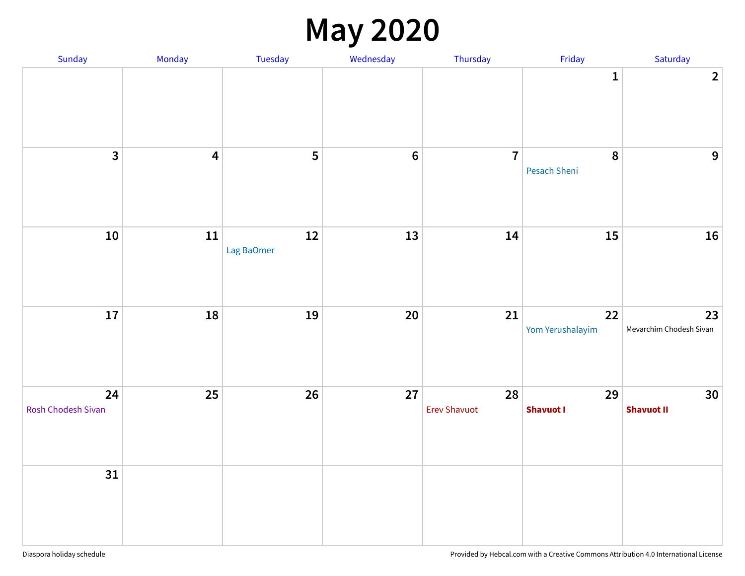# May 2020

| Sunday | Monday | Tuesday | Wednesday | Thursday | Friday | Saturday |
|---|---|---|---|---|---|---|
| | | | | | 1 | 2 |
| 3 | 4 | 5 | 6 | 7 | 8 Pesach Sheni | 9 |
| 10 | 11 | 12 Lag BaOmer | 13 | 14 | 15 | 16 |
| 17 | 18 | 19 | 20 | 21 | 22 Yom Yerushalayim | 23 Mevarchim Chodesh Sivan |
| 24 Rosh Chodesh Sivan | 25 | 26 | 27 | 28 Erev Shavuot | 29 **Shavuot I** | 30 **Shavuot II** |
| 31 | | | | | | |

Diaspora holiday schedule

Provided by Hebcal.com with a Creative Commons Attribution 4.0 International License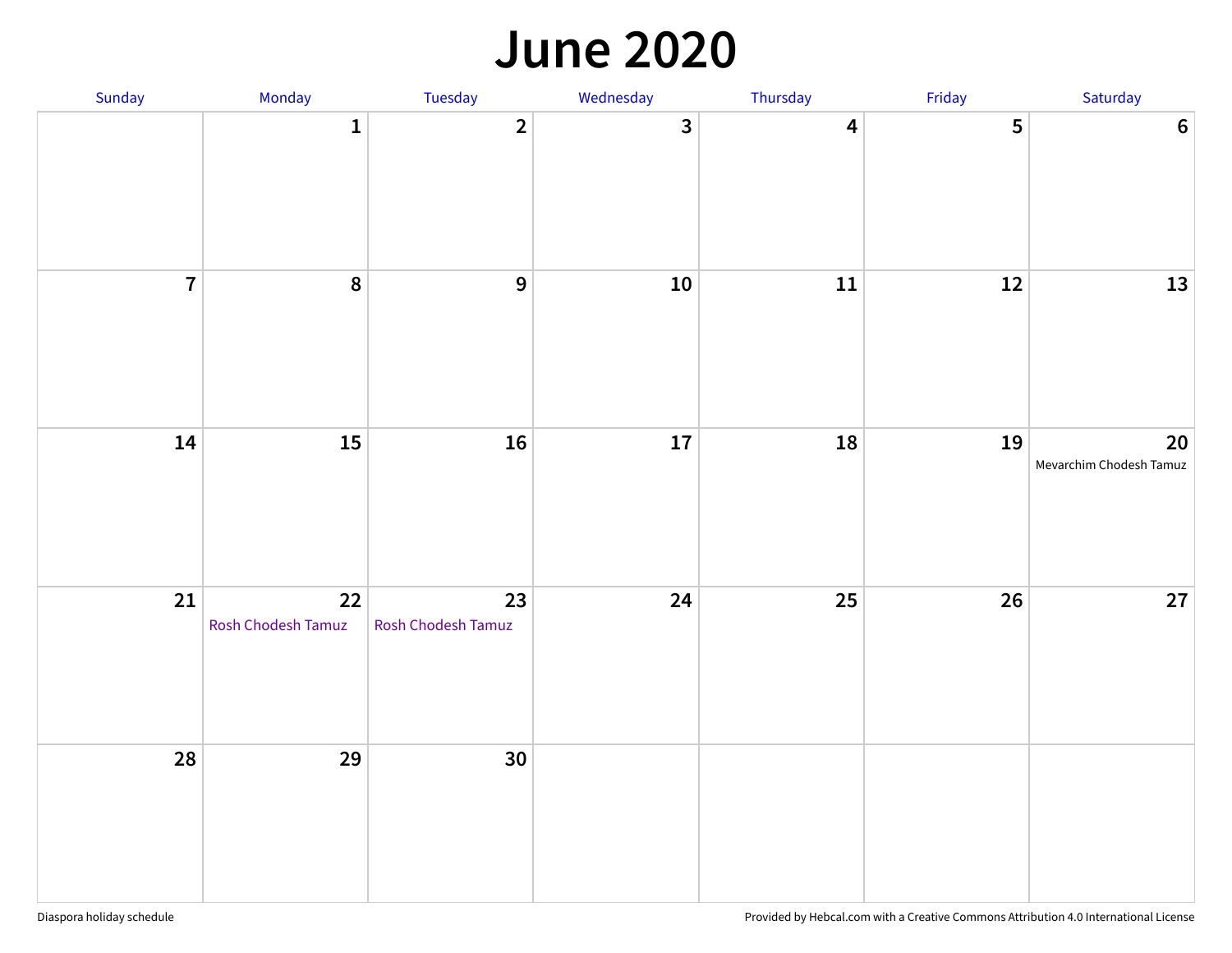# June 2020

| Sunday | Monday | Tuesday | Wednesday | Thursday | Friday | Saturday |
|---|---|---|---|---|---|---|
| | 1 | 2 | 3 | 4 | 5 | 6 |
| 7 | 8 | 9 | 10 | 11 | 12 | 13 |
| 14 | 15 | 16 | 17 | 18 | 19 | 20 Mevarchim Chodesh Tamuz |
| 21 | 22 Rosh Chodesh Tamuz | 23 Rosh Chodesh Tamuz | 24 | 25 | 26 | 27 |
| 28 | 29 | 30 | | | | |

Diaspora holiday schedule

Provided by Hebcal.com with a Creative Commons Attribution 4.0 International License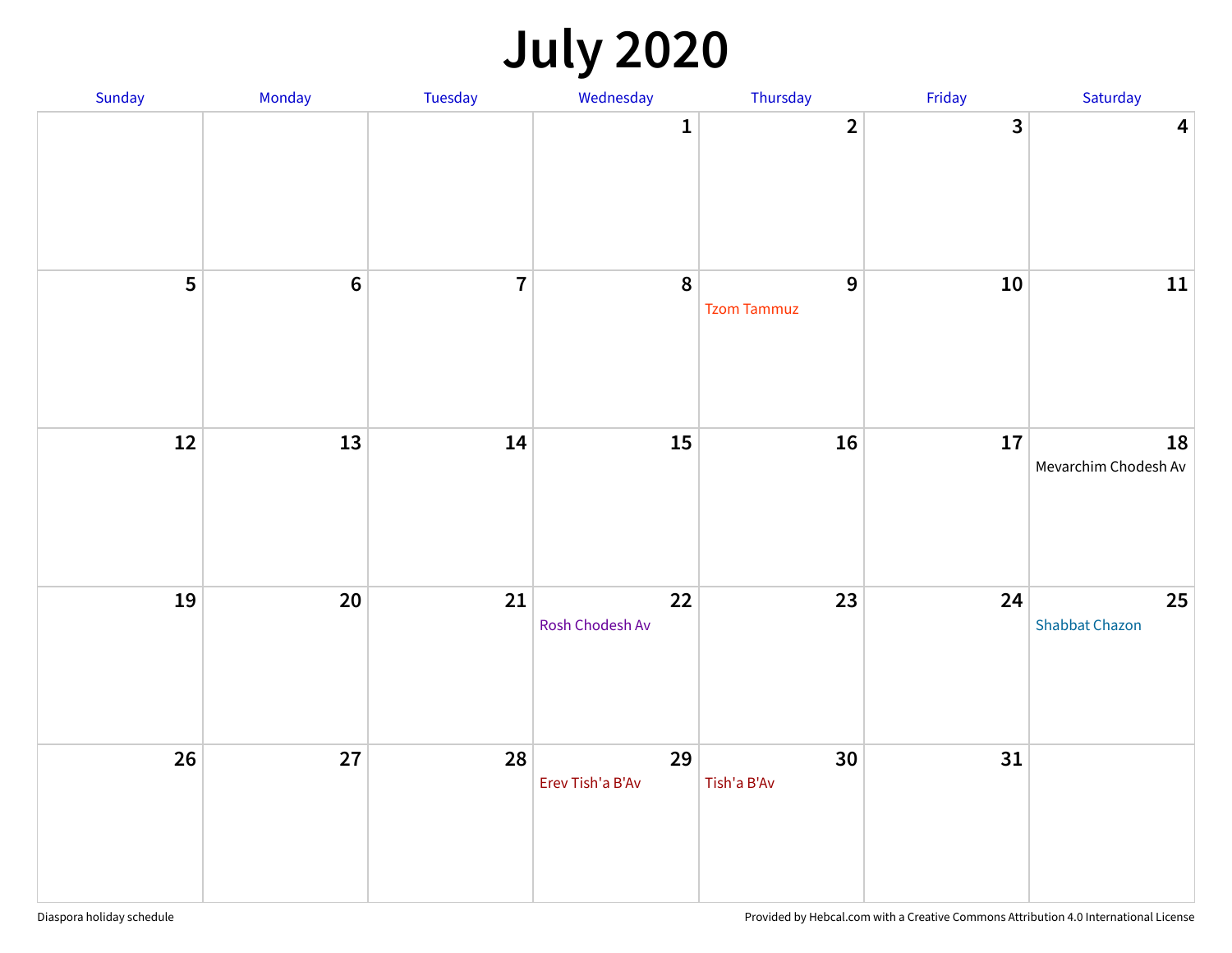# July 2020

| Sunday | Monday | Tuesday | Wednesday | Thursday | Friday | Saturday |
|---|---|---|---|---|---|---|
| | | | 1 | 2 | 3 | 4 |
| 5 | 6 | 7 | 8 | 9 Tzom Tammuz | 10 | 11 |
| 12 | 13 | 14 | 15 | 16 | 17 | 18 Mevarchim Chodesh Av |
| 19 | 20 | 21 | 22 Rosh Chodesh Av | 23 | 24 | 25 Shabbat Chazon |
| 26 | 27 | 28 | 29 Erev Tish'a B'Av | 30 Tish'a B'Av | 31 | |

Diaspora holiday schedule

Provided by Hebcal.com with a Creative Commons Attribution 4.0 International License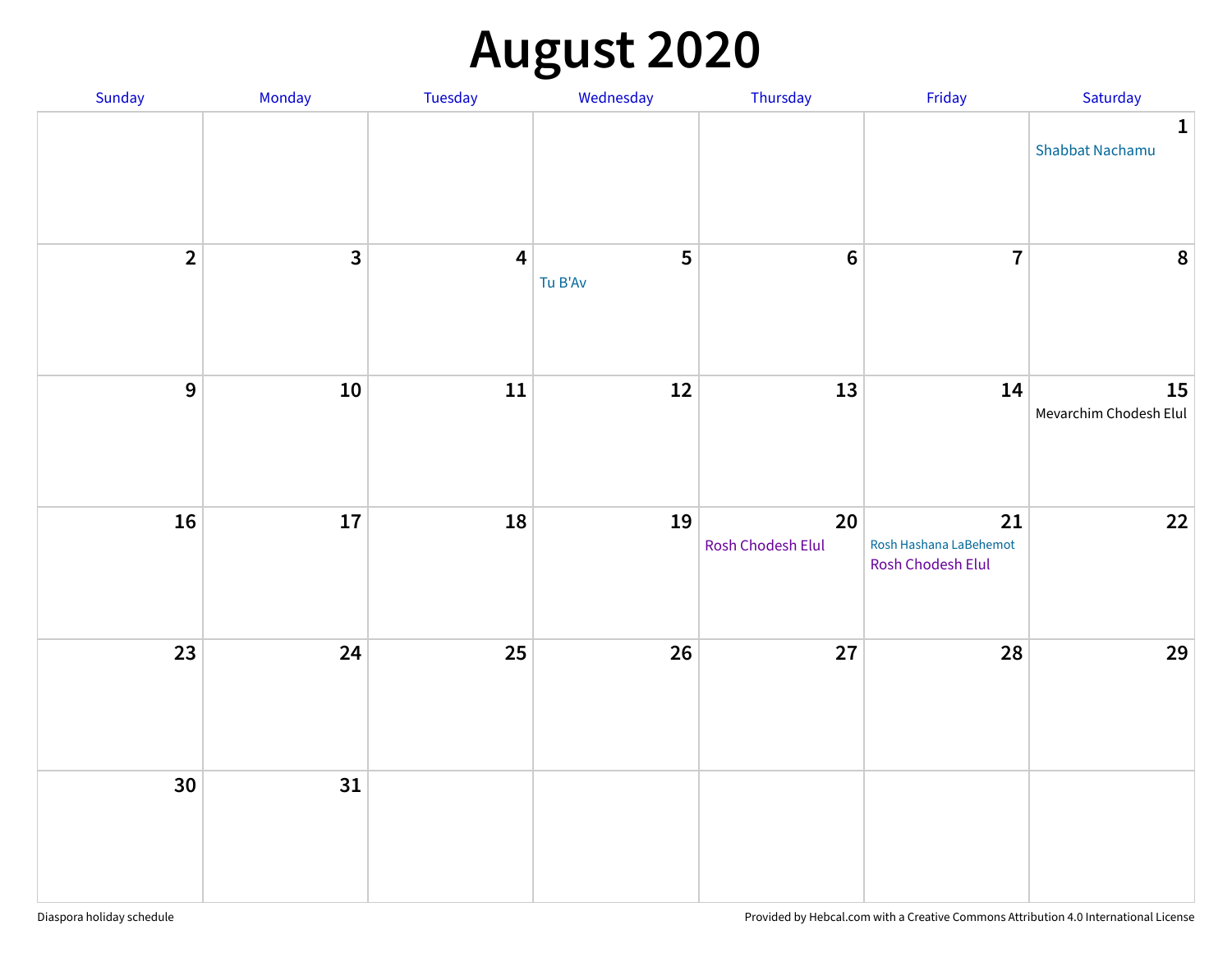# August 2020

| Sunday | Monday | Tuesday | Wednesday | Thursday | Friday | Saturday |
|---|---|---|---|---|---|---|
| | | | | | | 1 Shabbat Nachamu |
| 2 | 3 | 4 | 5 Tu B'Av | 6 | 7 | 8 |
| 9 | 10 | 11 | 12 | 13 | 14 | 15 Mevarchim Chodesh Elul |
| 16 | 17 | 18 | 19 | 20 Rosh Chodesh Elul | 21 Rosh Hashana LaBehemot Rosh Chodesh Elul | 22 |
| 23 | 24 | 25 | 26 | 27 | 28 | 29 |
| 30 | 31 | | | | | |

Diaspora holiday schedule

Provided by Hebcal.com with a Creative Commons Attribution 4.0 International License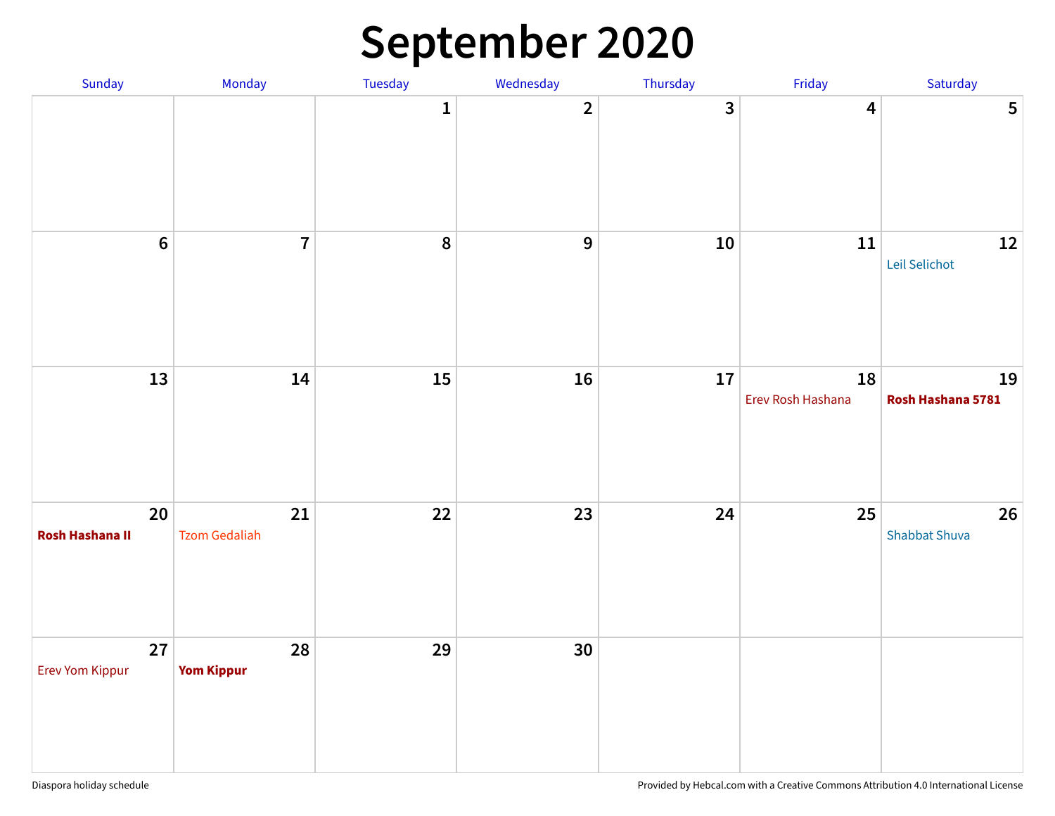# September 2020

| Sunday | Monday | Tuesday | Wednesday | Thursday | Friday | Saturday |
|---|---|---|---|---|---|---|
| | | 1 | 2 | 3 | 4 | 5 |
| 6 | 7 | 8 | 9 | 10 | 11 | 12 Leil Selichot |
| 13 | 14 | 15 | 16 | 17 | 18 Erev Rosh Hashana | 19 **Rosh Hashana 5781** |
| 20 **Rosh Hashana II** | 21 Tzom Gedaliah | 22 | 23 | 24 | 25 | 26 Shabbat Shuva |
| 27 Erev Yom Kippur | 28 **Yom Kippur** | 29 | 30 | | | |

Diaspora holiday schedule

Provided by Hebcal.com with a Creative Commons Attribution 4.0 International License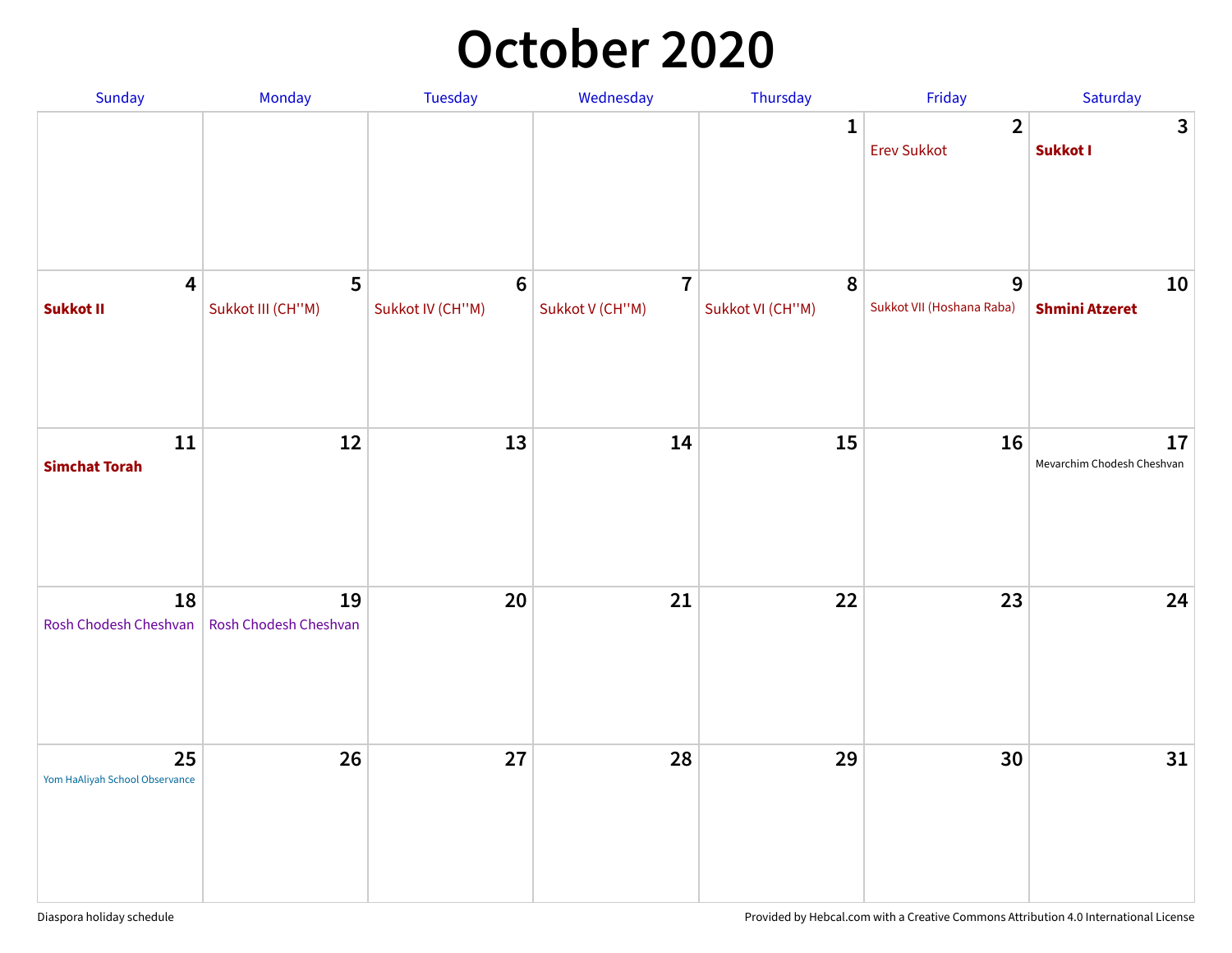# October 2020

| Sunday | Monday | Tuesday | Wednesday | Thursday | Friday | Saturday |
|---|---|---|---|---|---|---|
| | | | | 1 | 2 Erev Sukkot | 3 **Sukkot I** |
| 4 **Sukkot II** | 5 Sukkot III (CH''M) | 6 Sukkot IV (CH''M) | 7 Sukkot V (CH''M) | 8 Sukkot VI (CH''M) | 9 Sukkot VII (Hoshana Raba) | 10 **Shmini Atzeret** |
| 11 **Simchat Torah** | 12 | 13 | 14 | 15 | 16 | 17 Mevarchim Chodesh Cheshvan |
| 18 Rosh Chodesh Cheshvan | 19 Rosh Chodesh Cheshvan | 20 | 21 | 22 | 23 | 24 |
| 25 Yom HaAliyah School Observance | 26 | 27 | 28 | 29 | 30 | 31 |

Diaspora holiday schedule

Provided by Hebcal.com with a Creative Commons Attribution 4.0 International License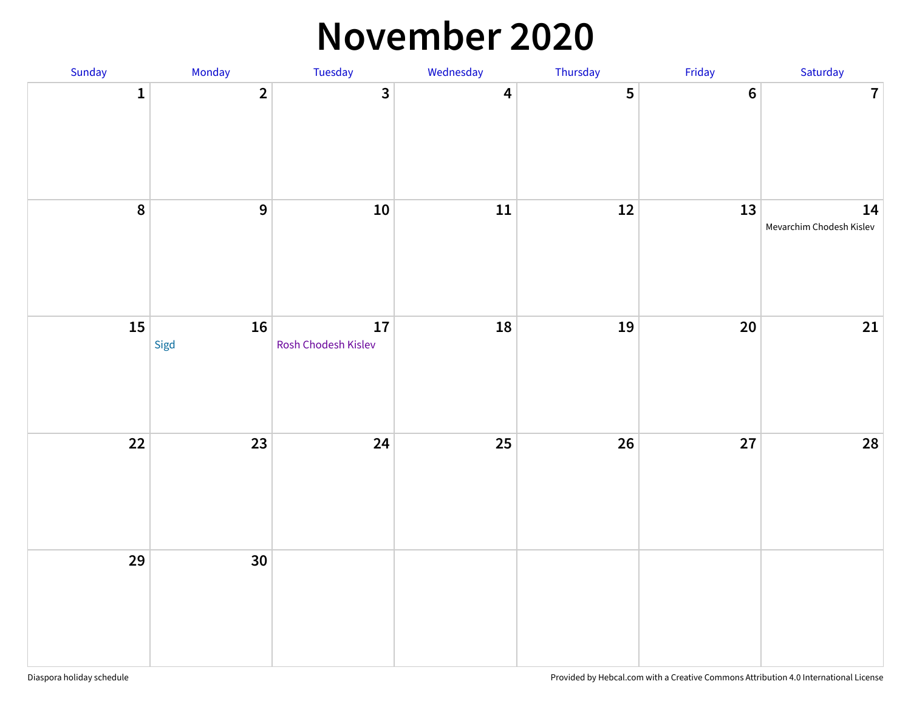# November 2020

| Sunday | Monday | Tuesday | Wednesday | Thursday | Friday | Saturday |
|---|---|---|---|---|---|---|
| 1 | 2 | 3 | 4 | 5 | 6 | 7 |
| 8 | 9 | 10 | 11 | 12 | 13 | 14<br>Mevarchim Chodesh Kislev |
| 15 | 16<br>Sigd | 17<br>Rosh Chodesh Kislev | 18 | 19 | 20 | 21 |
| 22 | 23 | 24 | 25 | 26 | 27 | 28 |
| 29 | 30 | | | | | |

Diaspora holiday schedule

Provided by Hebcal.com with a Creative Commons Attribution 4.0 International License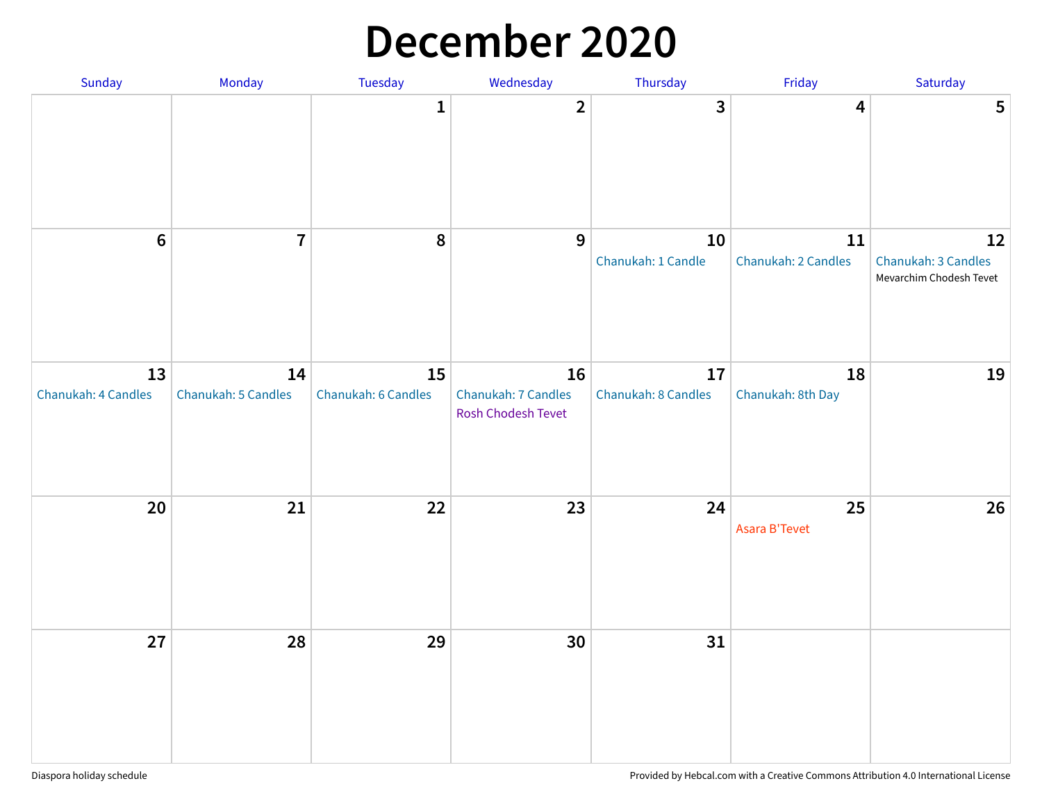# December 2020

| Sunday | Monday | Tuesday | Wednesday | Thursday | Friday | Saturday |
|---|---|---|---|---|---|---|
| | | 1 | 2 | 3 | 4 | 5 |
| 6 | 7 | 8 | 9 | 10 Chanukah: 1 Candle | 11 Chanukah: 2 Candles | 12 Chanukah: 3 Candles Mevarchim Chodesh Tevet |
| 13 Chanukah: 4 Candles | 14 Chanukah: 5 Candles | 15 Chanukah: 6 Candles | 16 Chanukah: 7 Candles Rosh Chodesh Tevet | 17 Chanukah: 8 Candles | 18 Chanukah: 8th Day | 19 |
| 20 | 21 | 22 | 23 | 24 | 25 Asara B'Tevet | 26 |
| 27 | 28 | 29 | 30 | 31 | | |

Diaspora holiday schedule

Provided by Hebcal.com with a Creative Commons Attribution 4.0 International License